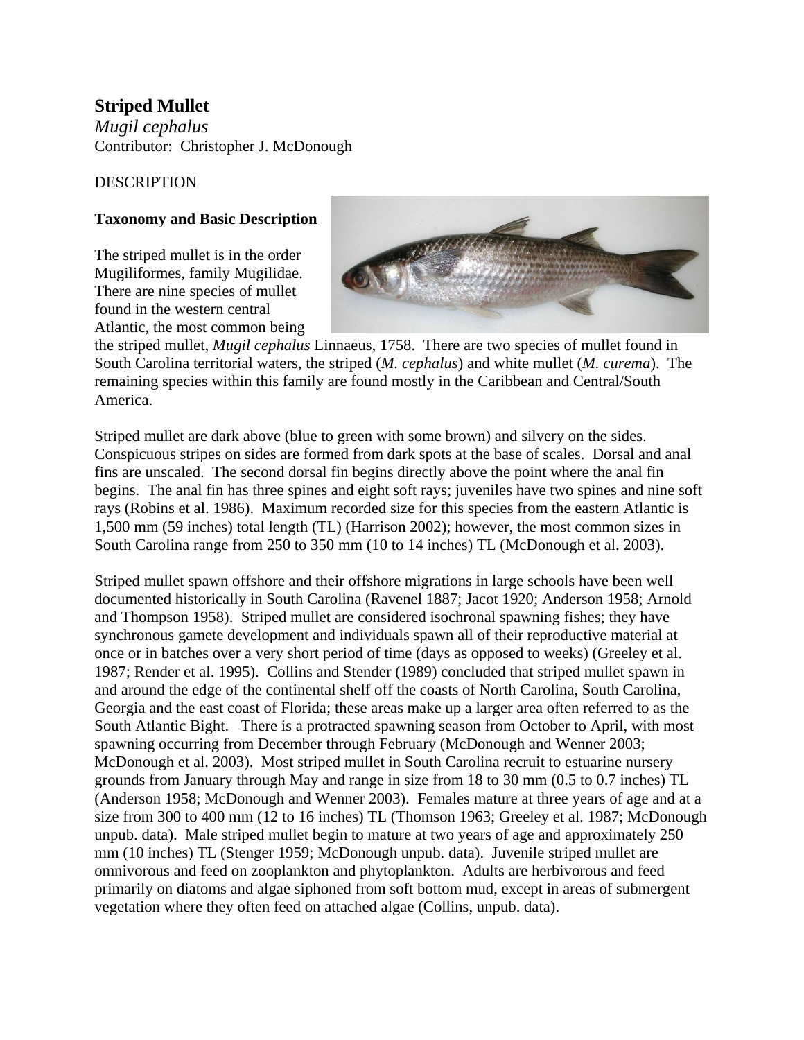# Striped Mullet

*Mugil cephalus*
Contributor: Christopher J. McDonough

## DESCRIPTION

### Taxonomy and Basic Description

The striped mullet is in the order Mugiliformes, family Mugilidae. There are nine species of mullet found in the western central Atlantic, the most common being the striped mullet, *Mugil cephalus* Linnaeus, 1758. There are two species of mullet found in South Carolina territorial waters, the striped (*M. cephalus*) and white mullet (*M. curema*). The remaining species within this family are found mostly in the Caribbean and Central/South America.

Striped mullet are dark above (blue to green with some brown) and silvery on the sides. Conspicuous stripes on sides are formed from dark spots at the base of scales. Dorsal and anal fins are unscaled. The second dorsal fin begins directly above the point where the anal fin begins. The anal fin has three spines and eight soft rays; juveniles have two spines and nine soft rays (Robins et al. 1986). Maximum recorded size for this species from the eastern Atlantic is 1,500 mm (59 inches) total length (TL) (Harrison 2002); however, the most common sizes in South Carolina range from 250 to 350 mm (10 to 14 inches) TL (McDonough et al. 2003).

Striped mullet spawn offshore and their offshore migrations in large schools have been well documented historically in South Carolina (Ravenel 1887; Jacot 1920; Anderson 1958; Arnold and Thompson 1958). Striped mullet are considered isochronal spawning fishes; they have synchronous gamete development and individuals spawn all of their reproductive material at once or in batches over a very short period of time (days as opposed to weeks) (Greeley et al. 1987; Render et al. 1995). Collins and Stender (1989) concluded that striped mullet spawn in and around the edge of the continental shelf off the coasts of North Carolina, South Carolina, Georgia and the east coast of Florida; these areas make up a larger area often referred to as the South Atlantic Bight. There is a protracted spawning season from October to April, with most spawning occurring from December through February (McDonough and Wenner 2003; McDonough et al. 2003). Most striped mullet in South Carolina recruit to estuarine nursery grounds from January through May and range in size from 18 to 30 mm (0.5 to 0.7 inches) TL (Anderson 1958; McDonough and Wenner 2003). Females mature at three years of age and at a size from 300 to 400 mm (12 to 16 inches) TL (Thomson 1963; Greeley et al. 1987; McDonough unpub. data). Male striped mullet begin to mature at two years of age and approximately 250 mm (10 inches) TL (Stenger 1959; McDonough unpub. data). Juvenile striped mullet are omnivorous and feed on zooplankton and phytoplankton. Adults are herbivorous and feed primarily on diatoms and algae siphoned from soft bottom mud, except in areas of submergent vegetation where they often feed on attached algae (Collins, unpub. data).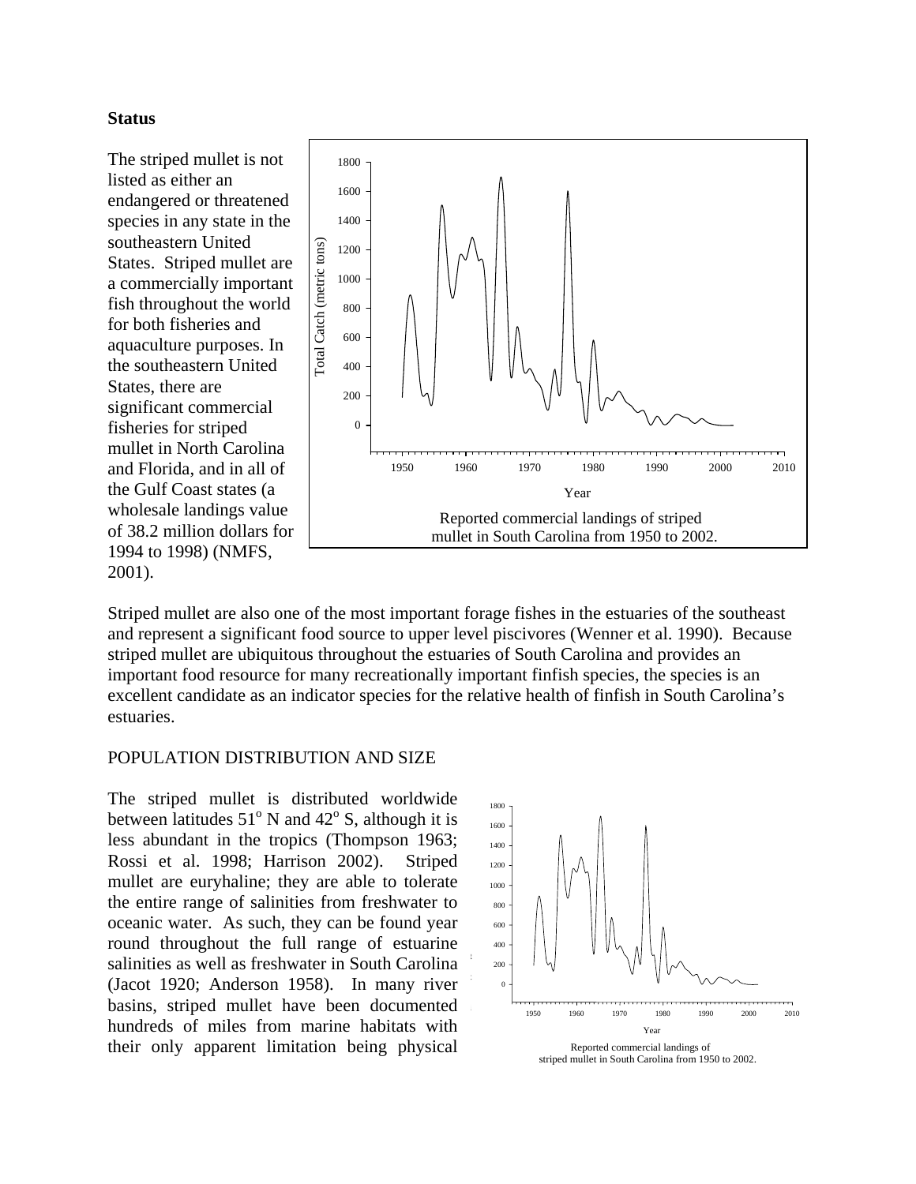**Status**

The striped mullet is not listed as either an endangered or threatened species in any state in the southeastern United States. Striped mullet are a commercially important fish throughout the world for both fisheries and aquaculture purposes. In the southeastern United States, there are significant commercial fisheries for striped mullet in North Carolina and Florida, and in all of the Gulf Coast states (a wholesale landings value of 38.2 million dollars for 1994 to 1998) (NMFS, 2001).

Reported commercial landings of striped mullet in South Carolina from 1950 to 2002.

Striped mullet are also one of the most important forage fishes in the estuaries of the southeast and represent a significant food source to upper level piscivores (Wenner et al. 1990). Because striped mullet are ubiquitous throughout the estuaries of South Carolina and provides an important food resource for many recreationally important finfish species, the species is an excellent candidate as an indicator species for the relative health of finfish in South Carolina's estuaries.

## POPULATION DISTRIBUTION AND SIZE

The striped mullet is distributed worldwide between latitudes 51° N and 42° S, although it is less abundant in the tropics (Thompson 1963; Rossi et al. 1998; Harrison 2002). Striped mullet are euryhaline; they are able to tolerate the entire range of salinities from freshwater to oceanic water. As such, they can be found year round throughout the full range of estuarine salinities as well as freshwater in South Carolina (Jacot 1920; Anderson 1958). In many river basins, striped mullet have been documented hundreds of miles from marine habitats with their only apparent limitation being physical

Reported commercial landings of striped mullet in South Carolina from 1950 to 2002.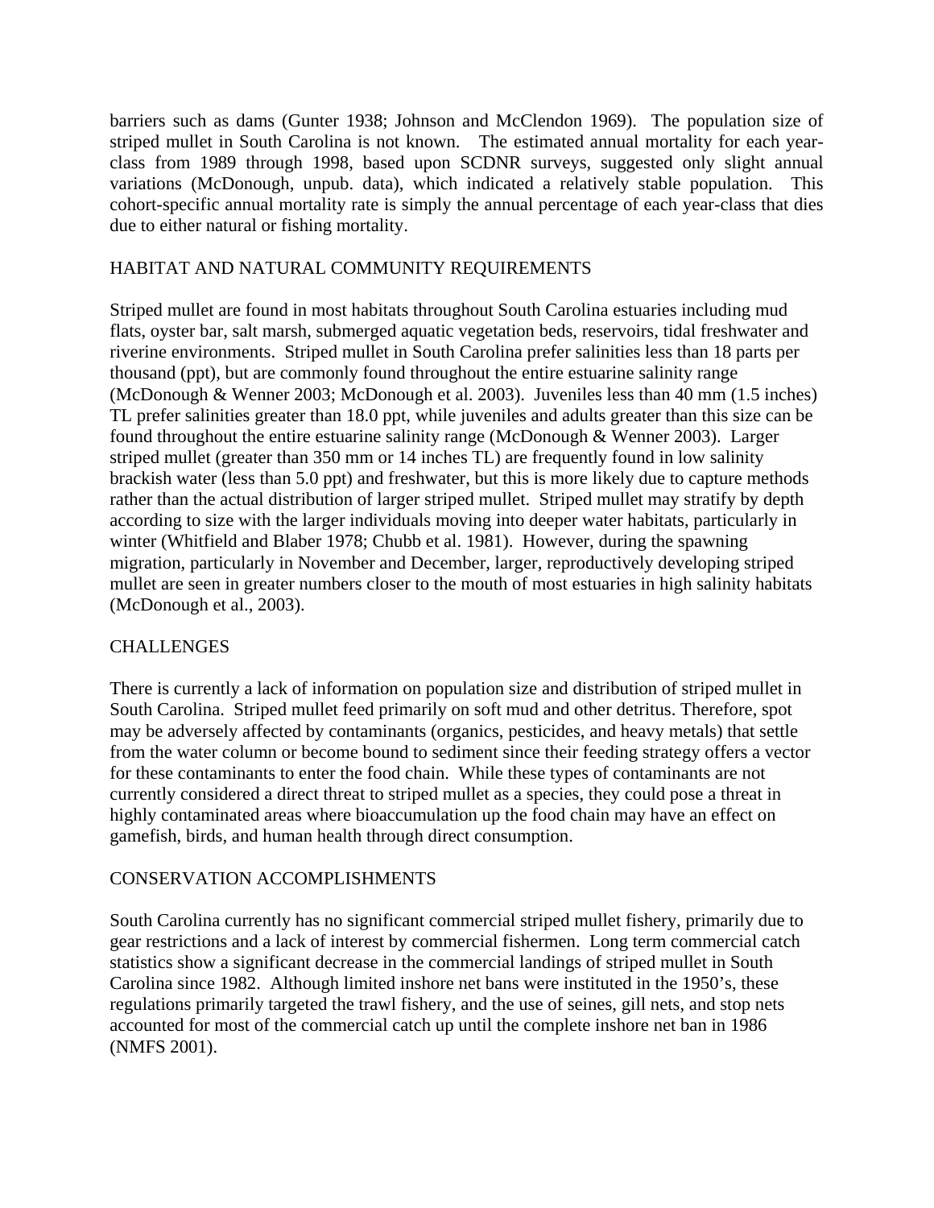barriers such as dams (Gunter 1938; Johnson and McClendon 1969). The population size of striped mullet in South Carolina is not known. The estimated annual mortality for each year-class from 1989 through 1998, based upon SCDNR surveys, suggested only slight annual variations (McDonough, unpub. data), which indicated a relatively stable population. This cohort-specific annual mortality rate is simply the annual percentage of each year-class that dies due to either natural or fishing mortality.

## HABITAT AND NATURAL COMMUNITY REQUIREMENTS

Striped mullet are found in most habitats throughout South Carolina estuaries including mud flats, oyster bar, salt marsh, submerged aquatic vegetation beds, reservoirs, tidal freshwater and riverine environments. Striped mullet in South Carolina prefer salinities less than 18 parts per thousand (ppt), but are commonly found throughout the entire estuarine salinity range (McDonough & Wenner 2003; McDonough et al. 2003). Juveniles less than 40 mm (1.5 inches) TL prefer salinities greater than 18.0 ppt, while juveniles and adults greater than this size can be found throughout the entire estuarine salinity range (McDonough & Wenner 2003). Larger striped mullet (greater than 350 mm or 14 inches TL) are frequently found in low salinity brackish water (less than 5.0 ppt) and freshwater, but this is more likely due to capture methods rather than the actual distribution of larger striped mullet. Striped mullet may stratify by depth according to size with the larger individuals moving into deeper water habitats, particularly in winter (Whitfield and Blaber 1978; Chubb et al. 1981). However, during the spawning migration, particularly in November and December, larger, reproductively developing striped mullet are seen in greater numbers closer to the mouth of most estuaries in high salinity habitats (McDonough et al., 2003).

## CHALLENGES

There is currently a lack of information on population size and distribution of striped mullet in South Carolina. Striped mullet feed primarily on soft mud and other detritus. Therefore, spot may be adversely affected by contaminants (organics, pesticides, and heavy metals) that settle from the water column or become bound to sediment since their feeding strategy offers a vector for these contaminants to enter the food chain. While these types of contaminants are not currently considered a direct threat to striped mullet as a species, they could pose a threat in highly contaminated areas where bioaccumulation up the food chain may have an effect on gamefish, birds, and human health through direct consumption.

## CONSERVATION ACCOMPLISHMENTS

South Carolina currently has no significant commercial striped mullet fishery, primarily due to gear restrictions and a lack of interest by commercial fishermen. Long term commercial catch statistics show a significant decrease in the commercial landings of striped mullet in South Carolina since 1982. Although limited inshore net bans were instituted in the 1950's, these regulations primarily targeted the trawl fishery, and the use of seines, gill nets, and stop nets accounted for most of the commercial catch up until the complete inshore net ban in 1986 (NMFS 2001).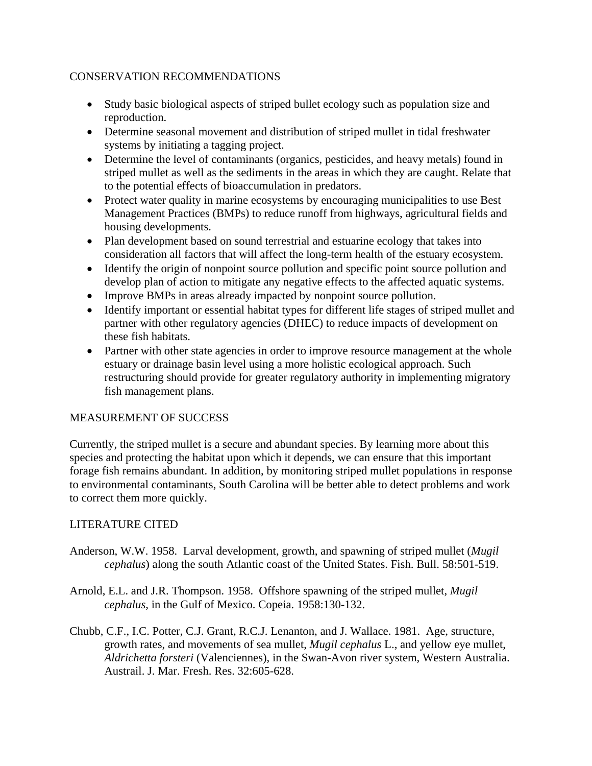## CONSERVATION RECOMMENDATIONS

- Study basic biological aspects of striped bullet ecology such as population size and reproduction.
- Determine seasonal movement and distribution of striped mullet in tidal freshwater systems by initiating a tagging project.
- Determine the level of contaminants (organics, pesticides, and heavy metals) found in striped mullet as well as the sediments in the areas in which they are caught. Relate that to the potential effects of bioaccumulation in predators.
- Protect water quality in marine ecosystems by encouraging municipalities to use Best Management Practices (BMPs) to reduce runoff from highways, agricultural fields and housing developments.
- Plan development based on sound terrestrial and estuarine ecology that takes into consideration all factors that will affect the long-term health of the estuary ecosystem.
- Identify the origin of nonpoint source pollution and specific point source pollution and develop plan of action to mitigate any negative effects to the affected aquatic systems.
- Improve BMPs in areas already impacted by nonpoint source pollution.
- Identify important or essential habitat types for different life stages of striped mullet and partner with other regulatory agencies (DHEC) to reduce impacts of development on these fish habitats.
- Partner with other state agencies in order to improve resource management at the whole estuary or drainage basin level using a more holistic ecological approach. Such restructuring should provide for greater regulatory authority in implementing migratory fish management plans.

## MEASUREMENT OF SUCCESS

Currently, the striped mullet is a secure and abundant species. By learning more about this species and protecting the habitat upon which it depends, we can ensure that this important forage fish remains abundant. In addition, by monitoring striped mullet populations in response to environmental contaminants, South Carolina will be better able to detect problems and work to correct them more quickly.

## LITERATURE CITED

Anderson, W.W. 1958. Larval development, growth, and spawning of striped mullet (*Mugil cephalus*) along the south Atlantic coast of the United States. Fish. Bull. 58:501-519.

Arnold, E.L. and J.R. Thompson. 1958. Offshore spawning of the striped mullet, *Mugil cephalus*, in the Gulf of Mexico. Copeia. 1958:130-132.

Chubb, C.F., I.C. Potter, C.J. Grant, R.C.J. Lenanton, and J. Wallace. 1981. Age, structure, growth rates, and movements of sea mullet, *Mugil cephalus* L., and yellow eye mullet, *Aldrichetta forsteri* (Valenciennes), in the Swan-Avon river system, Western Australia. Austrail. J. Mar. Fresh. Res. 32:605-628.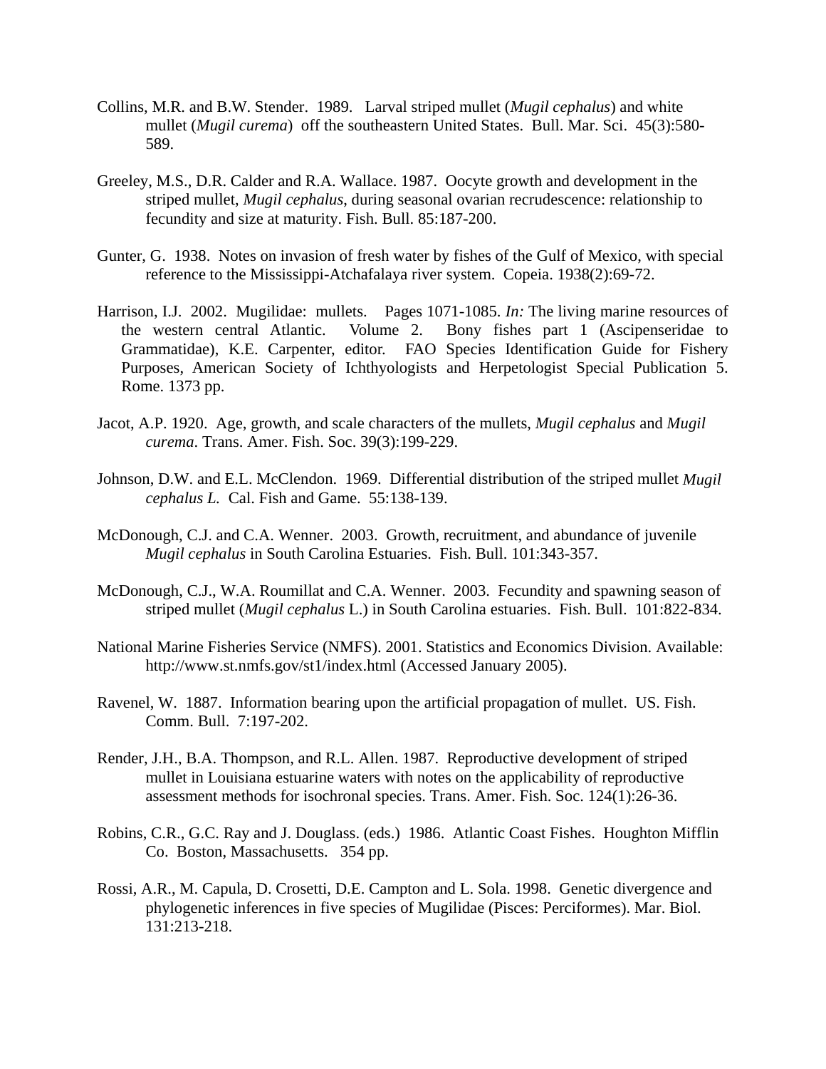Collins, M.R. and B.W. Stender. 1989. Larval striped mullet (*Mugil cephalus*) and white mullet (*Mugil curema*) off the southeastern United States. Bull. Mar. Sci. 45(3):580-589.

Greeley, M.S., D.R. Calder and R.A. Wallace. 1987. Oocyte growth and development in the striped mullet, *Mugil cephalus*, during seasonal ovarian recrudescence: relationship to fecundity and size at maturity. Fish. Bull. 85:187-200.

Gunter, G. 1938. Notes on invasion of fresh water by fishes of the Gulf of Mexico, with special reference to the Mississippi-Atchafalaya river system. Copeia. 1938(2):69-72.

Harrison, I.J. 2002. Mugilidae: mullets. Pages 1071-1085. *In:* The living marine resources of the western central Atlantic. Volume 2. Bony fishes part 1 (Ascipenseridae to Grammatidae), K.E. Carpenter, editor. FAO Species Identification Guide for Fishery Purposes, American Society of Ichthyologists and Herpetologist Special Publication 5. Rome. 1373 pp.

Jacot, A.P. 1920. Age, growth, and scale characters of the mullets, *Mugil cephalus* and *Mugil curema*. Trans. Amer. Fish. Soc. 39(3):199-229.

Johnson, D.W. and E.L. McClendon. 1969. Differential distribution of the striped mullet *Mugil cephalus L.* Cal. Fish and Game. 55:138-139.

McDonough, C.J. and C.A. Wenner. 2003. Growth, recruitment, and abundance of juvenile *Mugil cephalus* in South Carolina Estuaries. Fish. Bull. 101:343-357.

McDonough, C.J., W.A. Roumillat and C.A. Wenner. 2003. Fecundity and spawning season of striped mullet (*Mugil cephalus* L.) in South Carolina estuaries. Fish. Bull. 101:822-834.

National Marine Fisheries Service (NMFS). 2001. Statistics and Economics Division. Available: http://www.st.nmfs.gov/st1/index.html (Accessed January 2005).

Ravenel, W. 1887. Information bearing upon the artificial propagation of mullet. US. Fish. Comm. Bull. 7:197-202.

Render, J.H., B.A. Thompson, and R.L. Allen. 1987. Reproductive development of striped mullet in Louisiana estuarine waters with notes on the applicability of reproductive assessment methods for isochronal species. Trans. Amer. Fish. Soc. 124(1):26-36.

Robins, C.R., G.C. Ray and J. Douglass. (eds.) 1986. Atlantic Coast Fishes. Houghton Mifflin Co. Boston, Massachusetts. 354 pp.

Rossi, A.R., M. Capula, D. Crosetti, D.E. Campton and L. Sola. 1998. Genetic divergence and phylogenetic inferences in five species of Mugilidae (Pisces: Perciformes). Mar. Biol. 131:213-218.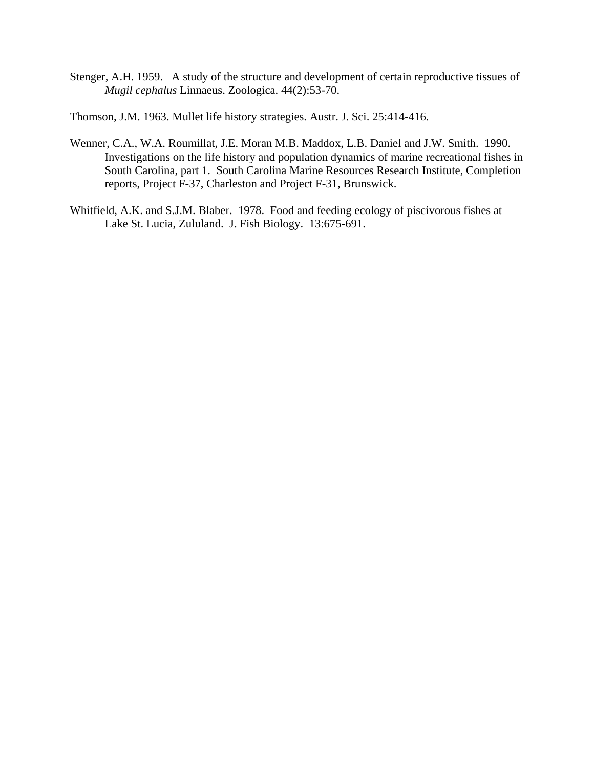Stenger, A.H. 1959. A study of the structure and development of certain reproductive tissues of *Mugil cephalus* Linnaeus. Zoologica. 44(2):53-70.

Thomson, J.M. 1963. Mullet life history strategies. Austr. J. Sci. 25:414-416.

Wenner, C.A., W.A. Roumillat, J.E. Moran M.B. Maddox, L.B. Daniel and J.W. Smith. 1990. Investigations on the life history and population dynamics of marine recreational fishes in South Carolina, part 1. South Carolina Marine Resources Research Institute, Completion reports, Project F-37, Charleston and Project F-31, Brunswick.

Whitfield, A.K. and S.J.M. Blaber. 1978. Food and feeding ecology of piscivorous fishes at Lake St. Lucia, Zululand. J. Fish Biology. 13:675-691.